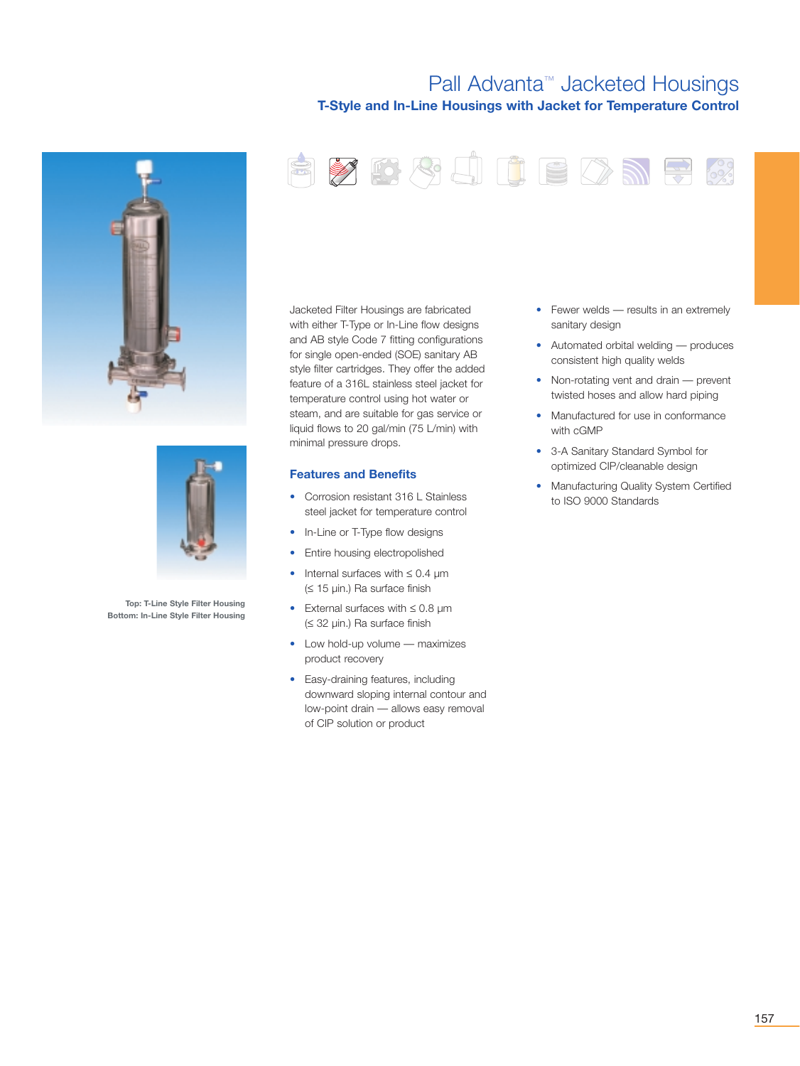# Pall Advanta™ Jacketed Housings

## T-Style and In-Line Housings with Jacket for Temperature Control

Top: T-Line Style Filter Housing
Bottom: In-Line Style Filter Housing

Jacketed Filter Housings are fabricated with either T-Type or In-Line flow designs and AB style Code 7 fitting configurations for single open-ended (SOE) sanitary AB style filter cartridges. They offer the added feature of a 316L stainless steel jacket for temperature control using hot water or steam, and are suitable for gas service or liquid flows to 20 gal/min (75 L/min) with minimal pressure drops.

### Features and Benefits

- Corrosion resistant 316 L Stainless steel jacket for temperature control
- In-Line or T-Type flow designs
- Entire housing electropolished
- Internal surfaces with ≤ 0.4 µm (≤ 15 µin.) Ra surface finish
- External surfaces with ≤ 0.8 µm (≤ 32 µin.) Ra surface finish
- Low hold-up volume — maximizes product recovery
- Easy-draining features, including downward sloping internal contour and low-point drain — allows easy removal of CIP solution or product
- Fewer welds — results in an extremely sanitary design
- Automated orbital welding — produces consistent high quality welds
- Non-rotating vent and drain — prevent twisted hoses and allow hard piping
- Manufactured for use in conformance with cGMP
- 3-A Sanitary Standard Symbol for optimized CIP/cleanable design
- Manufacturing Quality System Certified to ISO 9000 Standards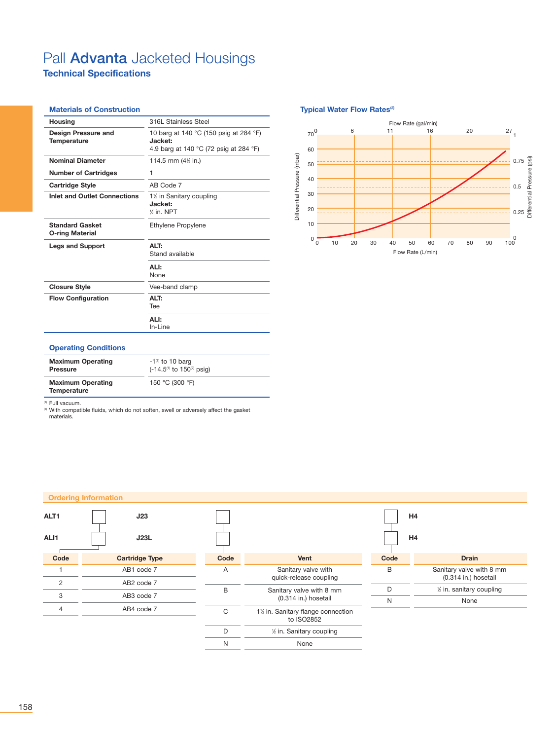# Pall **Advanta** Jacketed Housings

## Technical Specifications

### Materials of Construction

| | |
|---|---|
| **Housing** | 316L Stainless Steel |
| **Design Pressure and Temperature** | 10 barg at 140 °C (150 psig at 284 °F)<br>**Jacket:**<br>4.9 barg at 140 °C (72 psig at 284 °F) |
| **Nominal Diameter** | 114.5 mm (4½ in.) |
| **Number of Cartridges** | 1 |
| **Cartridge Style** | AB Code 7 |
| **Inlet and Outlet Connections** | 1½ in Sanitary coupling<br>**Jacket:**<br>½ in. NPT |
| **Standard Gasket O-ring Material** | Ethylene Propylene |
| **Legs and Support** | **ALT:**<br>Stand available |
| | **ALI:**<br>None |
| **Closure Style** | Vee-band clamp |
| **Flow Configuration** | **ALT:**<br>Tee |
| | **ALI:**<br>In-Line |

### Operating Conditions

| | |
|---|---|
| **Maximum Operating Pressure** | -1[1] to 10 barg<br>(-14.5[1] to 150[2] psig) |
| **Maximum Operating Temperature** | 150 °C (300 °F) |

[1] Full vacuum.
[2] With compatible fluids, which do not soften, swell or adversely affect the gasket materials.

### Typical Water Flow Rates[3]

Flow Rate (gal/min)
0 6 11 16 20 27
Differential Pressure (mbar)
0 10 20 30 40 50 60 70
Differential Pressure (psi)
0 0.25 0.5 0.75 1
Flow Rate (L/min)
0 10 20 30 40 50 60 70 80 90 100

### Ordering Information

ALT1 ☐ J23 ☐ ☐ H4

ALI1 ☐ J23L ☐ ☐ H4

| Code | Cartridge Type |
|---|---|
| 1 | AB1 code 7 |
| 2 | AB2 code 7 |
| 3 | AB3 code 7 |
| 4 | AB4 code 7 |

| Code | Vent |
|---|---|
| A | Sanitary valve with quick-release coupling |
| B | Sanitary valve with 8 mm (0.314 in.) hosetail |
| C | 1½ in. Sanitary flange connection to ISO2852 |
| D | ½ in. Sanitary coupling |
| N | None |

| Code | Drain |
|---|---|
| B | Sanitary valve with 8 mm (0.314 in.) hosetail |
| D | ½ in. sanitary coupling |
| N | None |